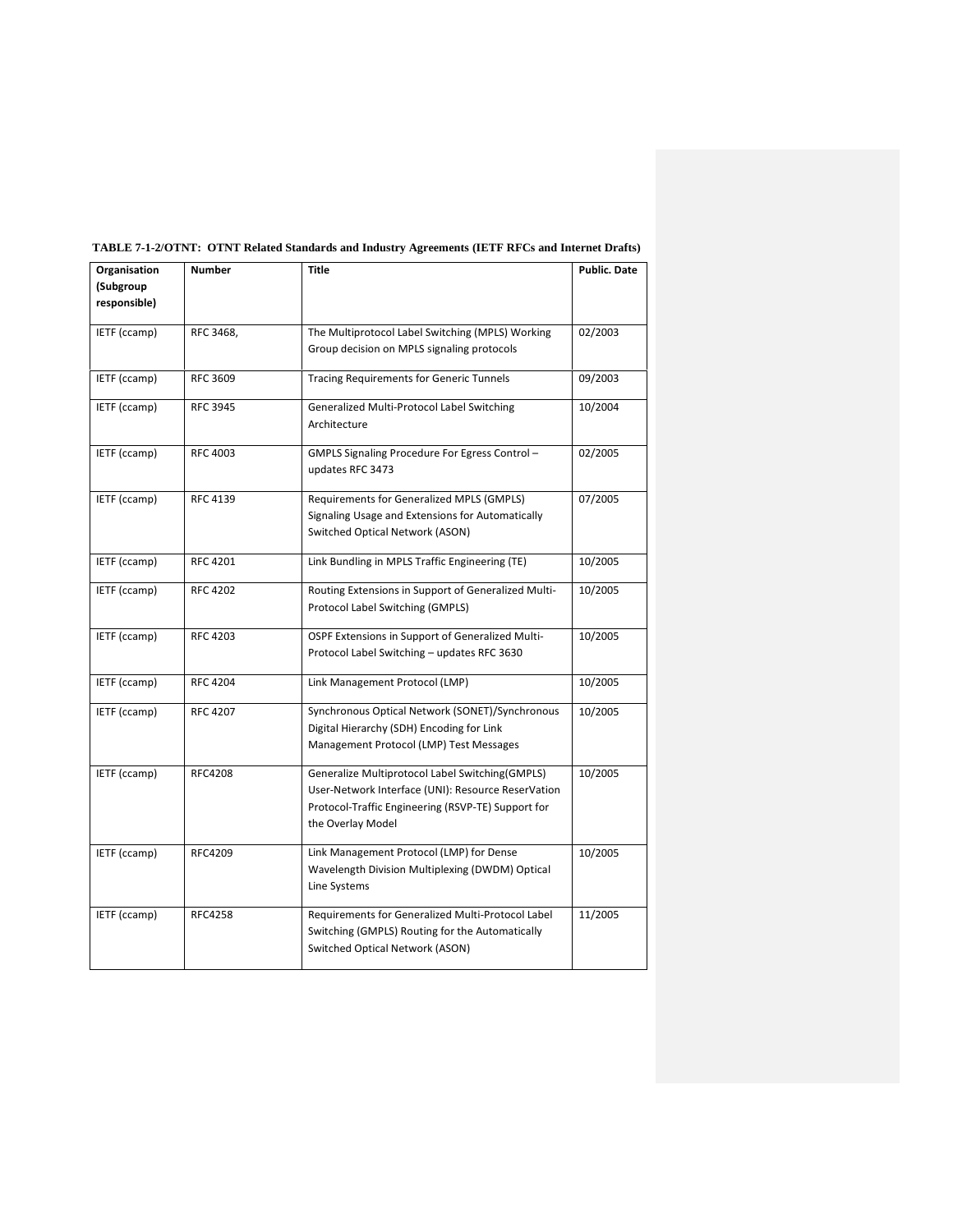**TABLE 7-1-2/OTNT: OTNT Related Standards and Industry Agreements (IETF RFCs and Internet Drafts)**

| Organisation (Subgroup responsible) | Number | Title | Public. Date |
|---|---|---|---|
| IETF (ccamp) | RFC 3468, | The Multiprotocol Label Switching (MPLS) Working Group decision on MPLS signaling protocols | 02/2003 |
| IETF (ccamp) | RFC 3609 | Tracing Requirements for Generic Tunnels | 09/2003 |
| IETF (ccamp) | RFC 3945 | Generalized Multi-Protocol Label Switching Architecture | 10/2004 |
| IETF (ccamp) | RFC 4003 | GMPLS Signaling Procedure For Egress Control – updates RFC 3473 | 02/2005 |
| IETF (ccamp) | RFC 4139 | Requirements for Generalized MPLS (GMPLS) Signaling Usage and Extensions for Automatically Switched Optical Network (ASON) | 07/2005 |
| IETF (ccamp) | RFC 4201 | Link Bundling in MPLS Traffic Engineering (TE) | 10/2005 |
| IETF (ccamp) | RFC 4202 | Routing Extensions in Support of Generalized Multi-Protocol Label Switching (GMPLS) | 10/2005 |
| IETF (ccamp) | RFC 4203 | OSPF Extensions in Support of Generalized Multi-Protocol Label Switching – updates RFC 3630 | 10/2005 |
| IETF (ccamp) | RFC 4204 | Link Management Protocol (LMP) | 10/2005 |
| IETF (ccamp) | RFC 4207 | Synchronous Optical Network (SONET)/Synchronous Digital Hierarchy (SDH) Encoding for Link Management Protocol (LMP) Test Messages | 10/2005 |
| IETF (ccamp) | RFC4208 | Generalize Multiprotocol Label Switching(GMPLS) User-Network Interface (UNI): Resource ReserVation Protocol-Traffic Engineering (RSVP-TE) Support for the Overlay Model | 10/2005 |
| IETF (ccamp) | RFC4209 | Link Management Protocol (LMP) for Dense Wavelength Division Multiplexing (DWDM) Optical Line Systems | 10/2005 |
| IETF (ccamp) | RFC4258 | Requirements for Generalized Multi-Protocol Label Switching (GMPLS) Routing for the Automatically Switched Optical Network (ASON) | 11/2005 |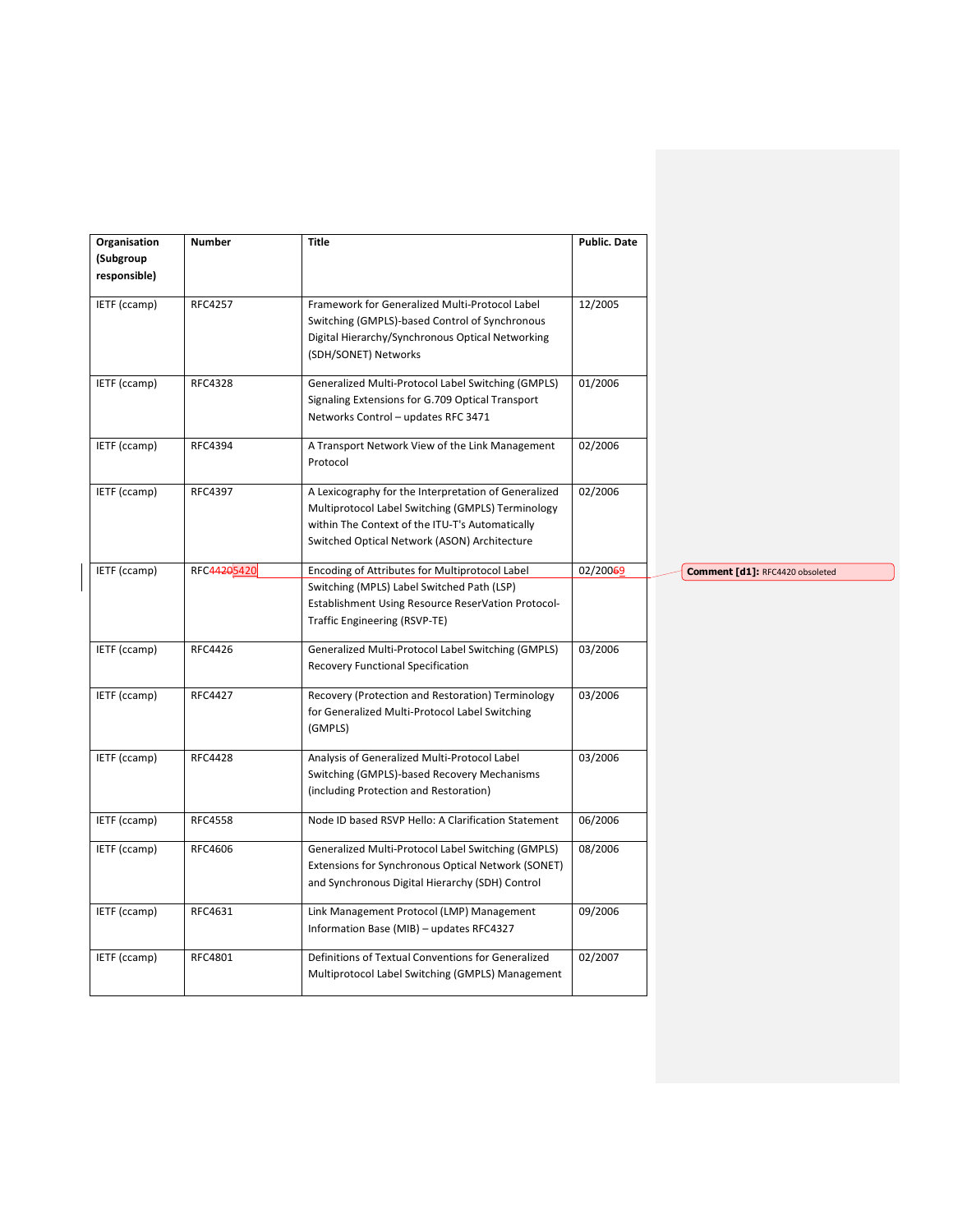| Organisation (Subgroup responsible) | Number | Title | Public. Date |
|---|---|---|---|
| IETF (ccamp) | RFC4257 | Framework for Generalized Multi-Protocol Label Switching (GMPLS)-based Control of Synchronous Digital Hierarchy/Synchronous Optical Networking (SDH/SONET) Networks | 12/2005 |
| IETF (ccamp) | RFC4328 | Generalized Multi-Protocol Label Switching (GMPLS) Signaling Extensions for G.709 Optical Transport Networks Control – updates RFC 3471 | 01/2006 |
| IETF (ccamp) | RFC4394 | A Transport Network View of the Link Management Protocol | 02/2006 |
| IETF (ccamp) | RFC4397 | A Lexicography for the Interpretation of Generalized Multiprotocol Label Switching (GMPLS) Terminology within The Context of the ITU-T's Automatically Switched Optical Network (ASON) Architecture | 02/2006 |
| IETF (ccamp) | RFC~~4420~~5420 | Encoding of Attributes for Multiprotocol Label Switching (MPLS) Label Switched Path (LSP) Establishment Using Resource ReserVation Protocol-Traffic Engineering (RSVP-TE) | 02/200~~6~~9 |
| IETF (ccamp) | RFC4426 | Generalized Multi-Protocol Label Switching (GMPLS) Recovery Functional Specification | 03/2006 |
| IETF (ccamp) | RFC4427 | Recovery (Protection and Restoration) Terminology for Generalized Multi-Protocol Label Switching (GMPLS) | 03/2006 |
| IETF (ccamp) | RFC4428 | Analysis of Generalized Multi-Protocol Label Switching (GMPLS)-based Recovery Mechanisms (including Protection and Restoration) | 03/2006 |
| IETF (ccamp) | RFC4558 | Node ID based RSVP Hello: A Clarification Statement | 06/2006 |
| IETF (ccamp) | RFC4606 | Generalized Multi-Protocol Label Switching (GMPLS) Extensions for Synchronous Optical Network (SONET) and Synchronous Digital Hierarchy (SDH) Control | 08/2006 |
| IETF (ccamp) | RFC4631 | Link Management Protocol (LMP) Management Information Base (MIB) – updates RFC4327 | 09/2006 |
| IETF (ccamp) | RFC4801 | Definitions of Textual Conventions for Generalized Multiprotocol Label Switching (GMPLS) Management | 02/2007 |

**Comment [d1]:** RFC4420 obsoleted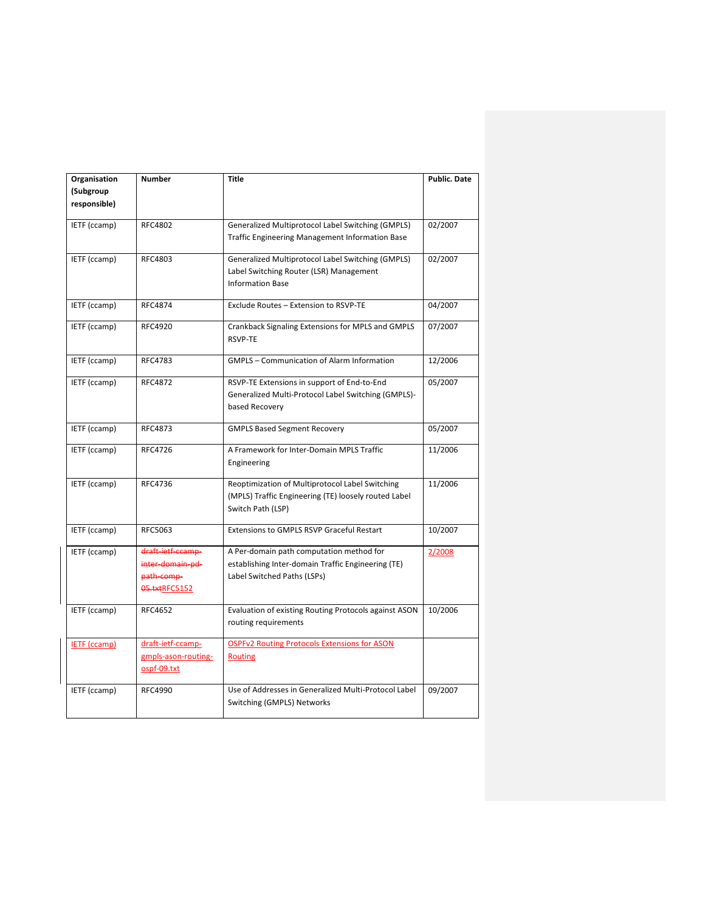| Organisation (Subgroup responsible) | Number | Title | Public. Date |
|---|---|---|---|
| IETF (ccamp) | RFC4802 | Generalized Multiprotocol Label Switching (GMPLS) Traffic Engineering Management Information Base | 02/2007 |
| IETF (ccamp) | RFC4803 | Generalized Multiprotocol Label Switching (GMPLS) Label Switching Router (LSR) Management Information Base | 02/2007 |
| IETF (ccamp) | RFC4874 | Exclude Routes – Extension to RSVP-TE | 04/2007 |
| IETF (ccamp) | RFC4920 | Crankback Signaling Extensions for MPLS and GMPLS RSVP-TE | 07/2007 |
| IETF (ccamp) | RFC4783 | GMPLS – Communication of Alarm Information | 12/2006 |
| IETF (ccamp) | RFC4872 | RSVP-TE Extensions in support of End-to-End Generalized Multi-Protocol Label Switching (GMPLS)-based Recovery | 05/2007 |
| IETF (ccamp) | RFC4873 | GMPLS Based Segment Recovery | 05/2007 |
| IETF (ccamp) | RFC4726 | A Framework for Inter-Domain MPLS Traffic Engineering | 11/2006 |
| IETF (ccamp) | RFC4736 | Reoptimization of Multiprotocol Label Switching (MPLS) Traffic Engineering (TE) loosely routed Label Switch Path (LSP) | 11/2006 |
| IETF (ccamp) | RFC5063 | Extensions to GMPLS RSVP Graceful Restart | 10/2007 |
| IETF (ccamp) | ~~draft-ietf-ccamp-inter-domain-pd-path-comp-05.txt~~RFC5152 | A Per-domain path computation method for establishing Inter-domain Traffic Engineering (TE) Label Switched Paths (LSPs) | 2/2008 |
| IETF (ccamp) | RFC4652 | Evaluation of existing Routing Protocols against ASON routing requirements | 10/2006 |
| IETF (ccamp) | draft-ietf-ccamp-gmpls-ason-routing-ospf-09.txt | OSPFv2 Routing Protocols Extensions for ASON Routing | |
| IETF (ccamp) | RFC4990 | Use of Addresses in Generalized Multi-Protocol Label Switching (GMPLS) Networks | 09/2007 |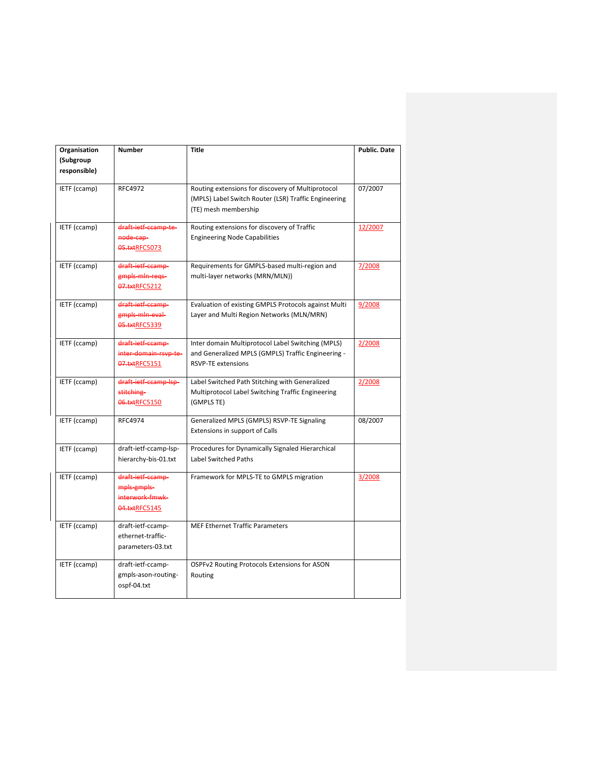| Organisation (Subgroup responsible) | Number | Title | Public. Date |
|---|---|---|---|
| IETF (ccamp) | RFC4972 | Routing extensions for discovery of Multiprotocol (MPLS) Label Switch Router (LSR) Traffic Engineering (TE) mesh membership | 07/2007 |
| IETF (ccamp) | ~~draft-ietf-ccamp-te-node-cap-05.txt~~RFC5073 | Routing extensions for discovery of Traffic Engineering Node Capabilities | 12/2007 |
| IETF (ccamp) | ~~draft-ietf-ccamp-gmpls-mln-reqs-07.txt~~RFC5212 | Requirements for GMPLS-based multi-region and multi-layer networks (MRN/MLN)) | 7/2008 |
| IETF (ccamp) | ~~draft-ietf-ccamp-gmpls-mln-eval-05.txt~~RFC5339 | Evaluation of existing GMPLS Protocols against Multi Layer and Multi Region Networks (MLN/MRN) | 9/2008 |
| IETF (ccamp) | ~~draft-ietf-ccamp-inter-domain-rsvp-te-07.txt~~RFC5151 | Inter domain Multiprotocol Label Switching (MPLS) and Generalized MPLS (GMPLS) Traffic Engineering - RSVP-TE extensions | 2/2008 |
| IETF (ccamp) | ~~draft-ietf-ccamp-lsp-stitching-06.txt~~RFC5150 | Label Switched Path Stitching with Generalized Multiprotocol Label Switching Traffic Engineering (GMPLS TE) | 2/2008 |
| IETF (ccamp) | RFC4974 | Generalized MPLS (GMPLS) RSVP-TE Signaling Extensions in support of Calls | 08/2007 |
| IETF (ccamp) | draft-ietf-ccamp-lsp-hierarchy-bis-01.txt | Procedures for Dynamically Signaled Hierarchical Label Switched Paths | |
| IETF (ccamp) | ~~draft-ietf-ccamp-mpls-gmpls-interwork-fmwk-04.txt~~RFC5145 | Framework for MPLS-TE to GMPLS migration | 3/2008 |
| IETF (ccamp) | draft-ietf-ccamp-ethernet-traffic-parameters-03.txt | MEF Ethernet Traffic Parameters | |
| IETF (ccamp) | draft-ietf-ccamp-gmpls-ason-routing-ospf-04.txt | OSPFv2 Routing Protocols Extensions for ASON Routing | |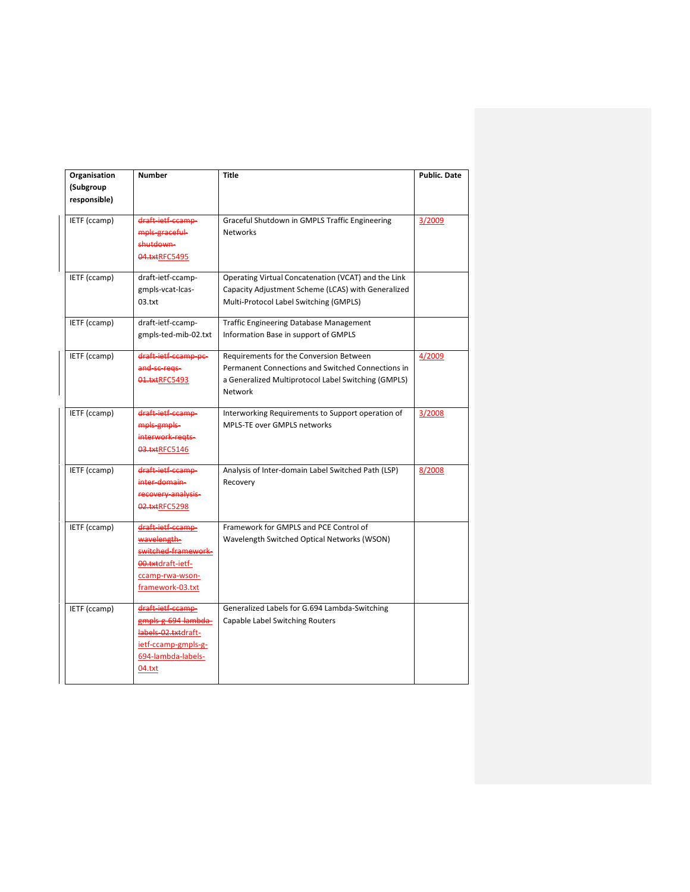| Organisation (Subgroup responsible) | Number | Title | Public. Date |
|---|---|---|---|
| IETF (ccamp) | ~~draft-ietf-ccamp-mpls-graceful-shutdown-04.txt~~RFC5495 | Graceful Shutdown in GMPLS Traffic Engineering Networks | 3/2009 |
| IETF (ccamp) | draft-ietf-ccamp-gmpls-vcat-lcas-03.txt | Operating Virtual Concatenation (VCAT) and the Link Capacity Adjustment Scheme (LCAS) with Generalized Multi-Protocol Label Switching (GMPLS) | |
| IETF (ccamp) | draft-ietf-ccamp-gmpls-ted-mib-02.txt | Traffic Engineering Database Management Information Base in support of GMPLS | |
| IETF (ccamp) | ~~draft-ietf-ccamp-pc-and-sc-reqs-01.txt~~RFC5493 | Requirements for the Conversion Between Permanent Connections and Switched Connections in a Generalized Multiprotocol Label Switching (GMPLS) Network | 4/2009 |
| IETF (ccamp) | ~~draft-ietf-ccamp-mpls-gmpls-interwork-reqts-03.txt~~RFC5146 | Interworking Requirements to Support operation of MPLS-TE over GMPLS networks | 3/2008 |
| IETF (ccamp) | ~~draft-ietf-ccamp-inter-domain-recovery-analysis-02.txt~~RFC5298 | Analysis of Inter-domain Label Switched Path (LSP) Recovery | 8/2008 |
| IETF (ccamp) | ~~draft-ietf-ccamp-wavelength-switched-framework-00.txt~~draft-ietf-ccamp-rwa-wson-framework-03.txt | Framework for GMPLS and PCE Control of Wavelength Switched Optical Networks (WSON) | |
| IETF (ccamp) | ~~draft-ietf-ccamp-gmpls-g-694-lambda-labels-02.txt~~draft-ietf-ccamp-gmpls-g-694-lambda-labels-04.txt | Generalized Labels for G.694 Lambda-Switching Capable Label Switching Routers | |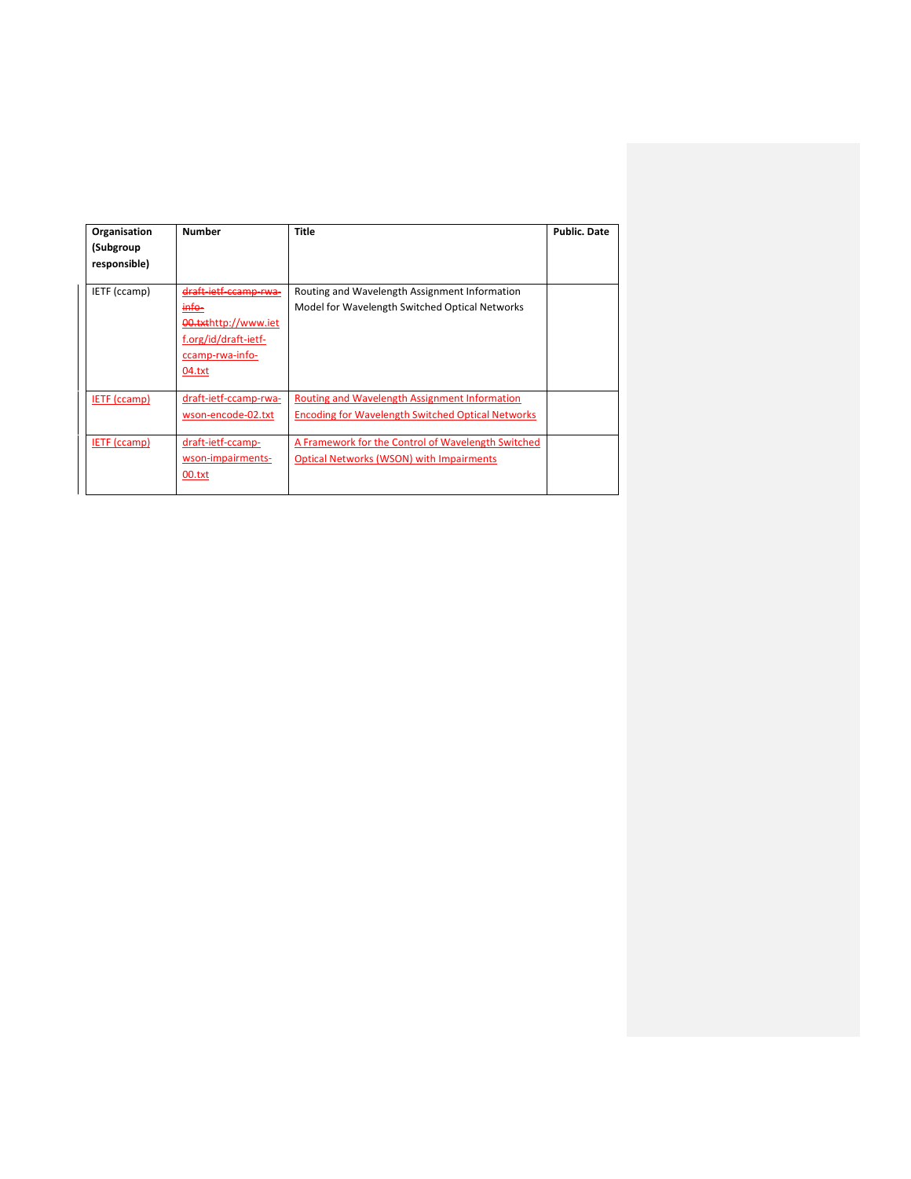| Organisation (Subgroup responsible) | Number | Title | Public. Date |
|---|---|---|---|
| IETF (ccamp) | ~~draft-ietf-ccamp-rwa-info-00.txt~~http://www.ietf.org/id/draft-ietf-ccamp-rwa-info-04.txt | Routing and Wavelength Assignment Information Model for Wavelength Switched Optical Networks | |
| IETF (ccamp) | draft-ietf-ccamp-rwa-wson-encode-02.txt | Routing and Wavelength Assignment Information Encoding for Wavelength Switched Optical Networks | |
| IETF (ccamp) | draft-ietf-ccamp-wson-impairments-00.txt | A Framework for the Control of Wavelength Switched Optical Networks (WSON) with Impairments | |